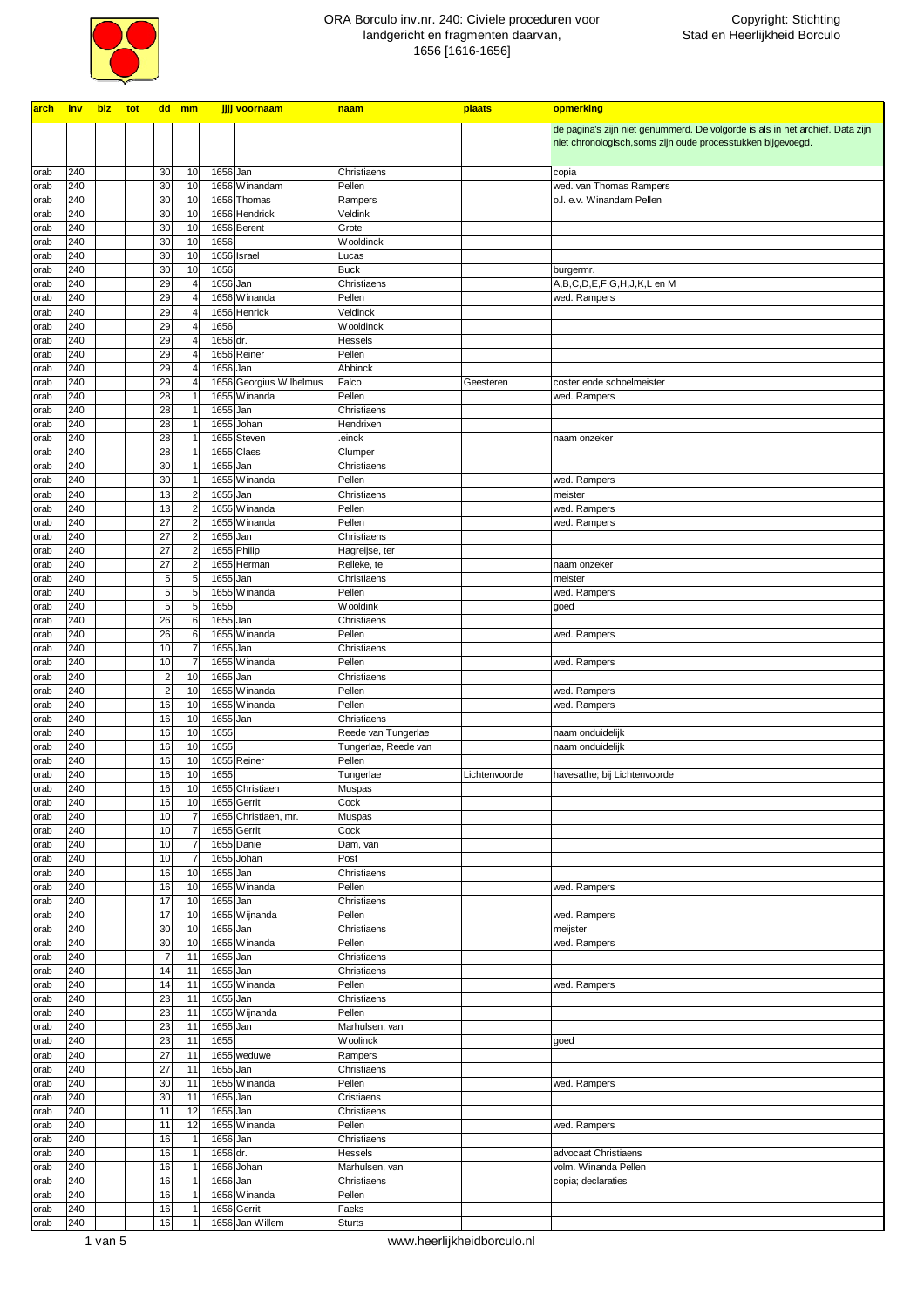# ORA Borculo inv.nr. 240: Civiele proceduren voor landgericht en fragmenten daarvan, 1656 [1616-1656]

Copyright: Stichting Stad en Heerlijkheid Borculo

| arch | inv | blz | tot | dd | mm | jjjj | voornaam | naam | plaats | opmerking |
|---|---|---|---|---|---|---|---|---|---|---|
| | | | | | | | | | | de pagina's zijn niet genummerd. De volgorde is als in het archief. Data zijn niet chronologisch,soms zijn oude processtukken bijgevoegd. |
| orab | 240 | | | 30 | 10 | 1656 | Jan | Christiaens | | copia |
| orab | 240 | | | 30 | 10 | 1656 | Winandam | Pellen | | wed. van Thomas Rampers |
| orab | 240 | | | 30 | 10 | 1656 | Thomas | Rampers | | o.l. e.v. Winandam Pellen |
| orab | 240 | | | 30 | 10 | 1656 | Hendrick | Veldink | | |
| orab | 240 | | | 30 | 10 | 1656 | Berent | Grote | | |
| orab | 240 | | | 30 | 10 | 1656 | | Wooldinck | | |
| orab | 240 | | | 30 | 10 | 1656 | Israel | Lucas | | |
| orab | 240 | | | 30 | 10 | 1656 | | Buck | | burgermr. |
| orab | 240 | | | 29 | 4 | 1656 | Jan | Christiaens | | A,B,C,D,E,F,G,H,J,K,L en M |
| orab | 240 | | | 29 | 4 | 1656 | Winanda | Pellen | | wed. Rampers |
| orab | 240 | | | 29 | 4 | 1656 | Henrick | Veldinck | | |
| orab | 240 | | | 29 | 4 | 1656 | | Wooldinck | | |
| orab | 240 | | | 29 | 4 | 1656 | dr. | Hessels | | |
| orab | 240 | | | 29 | 4 | 1656 | Reiner | Pellen | | |
| orab | 240 | | | 29 | 4 | 1656 | Jan | Abbinck | | |
| orab | 240 | | | 29 | 4 | 1656 | Georgius Wilhelmus | Falco | Geesteren | coster ende schoelmeister |
| orab | 240 | | | 28 | 1 | 1655 | Winanda | Pellen | | wed. Rampers |
| orab | 240 | | | 28 | 1 | 1655 | Jan | Christiaens | | |
| orab | 240 | | | 28 | 1 | 1655 | Johan | Hendrixen | | |
| orab | 240 | | | 28 | 1 | 1655 | Steven | .einck | | naam onzeker |
| orab | 240 | | | 28 | 1 | 1655 | Claes | Clumper | | |
| orab | 240 | | | 30 | 1 | 1655 | Jan | Christiaens | | |
| orab | 240 | | | 30 | 1 | 1655 | Winanda | Pellen | | wed. Rampers |
| orab | 240 | | | 13 | 2 | 1655 | Jan | Christiaens | | meister |
| orab | 240 | | | 13 | 2 | 1655 | Winanda | Pellen | | wed. Rampers |
| orab | 240 | | | 27 | 2 | 1655 | Winanda | Pellen | | wed. Rampers |
| orab | 240 | | | 27 | 2 | 1655 | Jan | Christiaens | | |
| orab | 240 | | | 27 | 2 | 1655 | Philip | Hagreijse, ter | | |
| orab | 240 | | | 27 | 2 | 1655 | Herman | Relleke, te | | naam onzeker |
| orab | 240 | | | 5 | 5 | 1655 | Jan | Christiaens | | meister |
| orab | 240 | | | 5 | 5 | 1655 | Winanda | Pellen | | wed. Rampers |
| orab | 240 | | | 5 | 5 | 1655 | | Wooldink | | goed |
| orab | 240 | | | 26 | 6 | 1655 | Jan | Christiaens | | |
| orab | 240 | | | 26 | 6 | 1655 | Winanda | Pellen | | wed. Rampers |
| orab | 240 | | | 10 | 7 | 1655 | Jan | Christiaens | | |
| orab | 240 | | | 10 | 7 | 1655 | Winanda | Pellen | | wed. Rampers |
| orab | 240 | | | 2 | 10 | 1655 | Jan | Christiaens | | |
| orab | 240 | | | 2 | 10 | 1655 | Winanda | Pellen | | wed. Rampers |
| orab | 240 | | | 16 | 10 | 1655 | Winanda | Pellen | | wed. Rampers |
| orab | 240 | | | 16 | 10 | 1655 | Jan | Christiaens | | |
| orab | 240 | | | 16 | 10 | 1655 | | Reede van Tungerlae | | naam onduidelijk |
| orab | 240 | | | 16 | 10 | 1655 | | Tungerlae, Reede van | | naam onduidelijk |
| orab | 240 | | | 16 | 10 | 1655 | Reiner | Pellen | | |
| orab | 240 | | | 16 | 10 | 1655 | | Tungerlae | Lichtenvoorde | havesathe; bij Lichtenvoorde |
| orab | 240 | | | 16 | 10 | 1655 | Christiaen | Muspas | | |
| orab | 240 | | | 16 | 10 | 1655 | Gerrit | Cock | | |
| orab | 240 | | | 10 | 7 | 1655 | Christiaen, mr. | Muspas | | |
| orab | 240 | | | 10 | 7 | 1655 | Gerrit | Cock | | |
| orab | 240 | | | 10 | 7 | 1655 | Daniel | Dam, van | | |
| orab | 240 | | | 10 | 7 | 1655 | Johan | Post | | |
| orab | 240 | | | 16 | 10 | 1655 | Jan | Christiaens | | |
| orab | 240 | | | 16 | 10 | 1655 | Winanda | Pellen | | wed. Rampers |
| orab | 240 | | | 17 | 10 | 1655 | Jan | Christiaens | | |
| orab | 240 | | | 17 | 10 | 1655 | Wijnanda | Pellen | | wed. Rampers |
| orab | 240 | | | 30 | 10 | 1655 | Jan | Christiaens | | meijster |
| orab | 240 | | | 30 | 10 | 1655 | Winanda | Pellen | | wed. Rampers |
| orab | 240 | | | 7 | 11 | 1655 | Jan | Christiaens | | |
| orab | 240 | | | 14 | 11 | 1655 | Jan | Christiaens | | |
| orab | 240 | | | 14 | 11 | 1655 | Winanda | Pellen | | wed. Rampers |
| orab | 240 | | | 23 | 11 | 1655 | Jan | Christiaens | | |
| orab | 240 | | | 23 | 11 | 1655 | Wijnanda | Pellen | | |
| orab | 240 | | | 23 | 11 | 1655 | Jan | Marhulsen, van | | |
| orab | 240 | | | 23 | 11 | 1655 | | Woolinck | | goed |
| orab | 240 | | | 27 | 11 | 1655 | weduwe | Rampers | | |
| orab | 240 | | | 27 | 11 | 1655 | Jan | Christiaens | | |
| orab | 240 | | | 30 | 11 | 1655 | Winanda | Pellen | | wed. Rampers |
| orab | 240 | | | 30 | 11 | 1655 | Jan | Cristiaens | | |
| orab | 240 | | | 11 | 12 | 1655 | Jan | Christiaens | | |
| orab | 240 | | | 11 | 12 | 1655 | Winanda | Pellen | | wed. Rampers |
| orab | 240 | | | 16 | 1 | 1656 | Jan | Christiaens | | |
| orab | 240 | | | 16 | 1 | 1656 | dr. | Hessels | | advocaat Christiaens |
| orab | 240 | | | 16 | 1 | 1656 | Johan | Marhulsen, van | | volm. Winanda Pellen |
| orab | 240 | | | 16 | 1 | 1656 | Jan | Christiaens | | copia; declaraties |
| orab | 240 | | | 16 | 1 | 1656 | Winanda | Pellen | | |
| orab | 240 | | | 16 | 1 | 1656 | Gerrit | Faeks | | |
| orab | 240 | | | 16 | 1 | 1656 | Jan Willem | Sturts | | |

www.heerlijkheidborculo.nl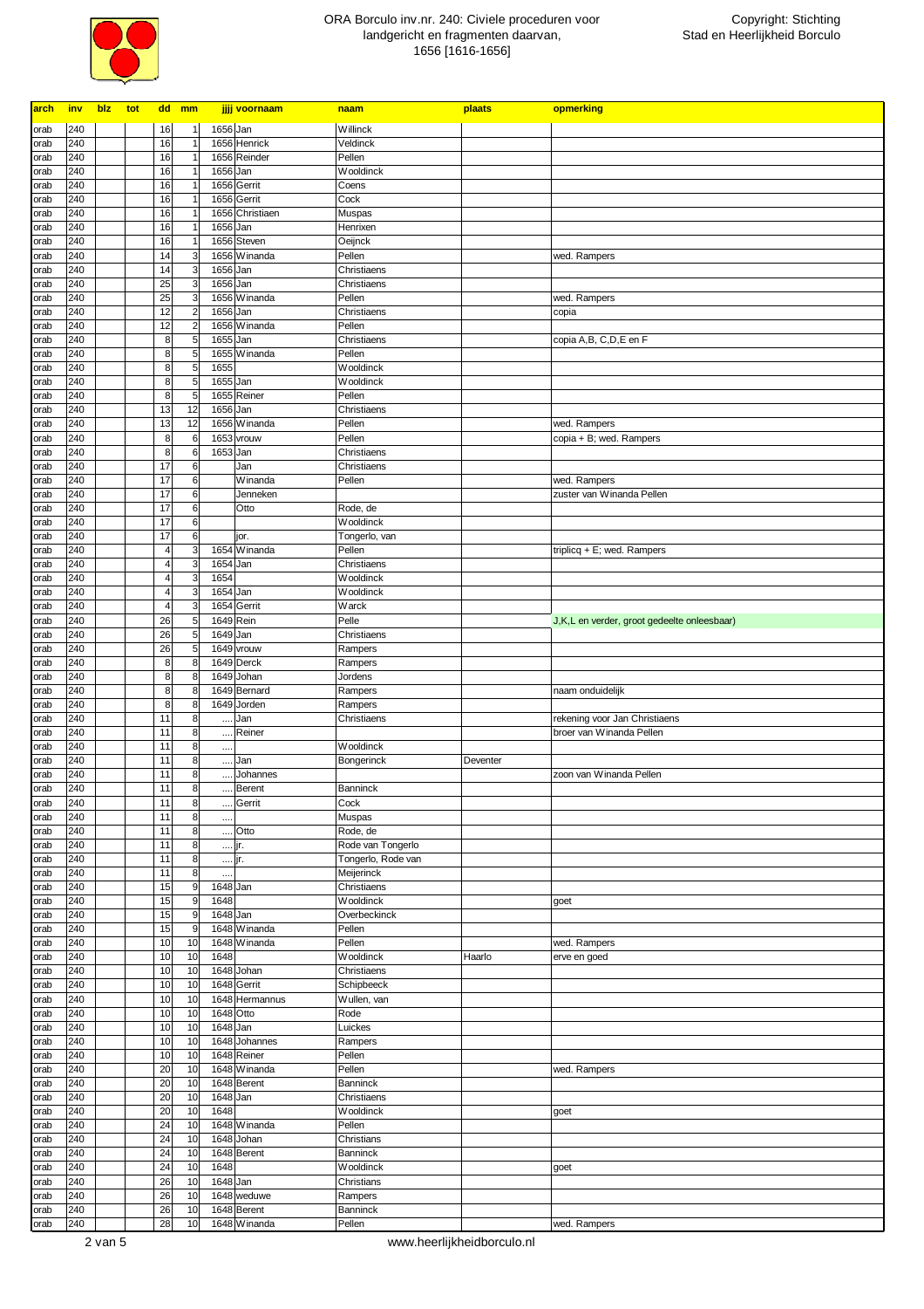# ORA Borculo inv.nr. 240: Civiele procedures voor landgericht en fragmenten daarvan, 1656 [1616-1656]

Copyright: Stichting Stad en Heerlijkheid Borculo

| arch | inv | blz | tot | dd | mm | jjjj | voornaam | naam | plaats | opmerking |
|---|---|---|---|---|---|---|---|---|---|---|
| orab | 240 | | | 16 | 1 | 1656 | Jan | Willinck | | |
| orab | 240 | | | 16 | 1 | 1656 | Henrick | Veldinck | | |
| orab | 240 | | | 16 | 1 | 1656 | Reinder | Pellen | | |
| orab | 240 | | | 16 | 1 | 1656 | Jan | Wooldinck | | |
| orab | 240 | | | 16 | 1 | 1656 | Gerrit | Coens | | |
| orab | 240 | | | 16 | 1 | 1656 | Gerrit | Cock | | |
| orab | 240 | | | 16 | 1 | 1656 | Christiaen | Muspas | | |
| orab | 240 | | | 16 | 1 | 1656 | Jan | Henrixen | | |
| orab | 240 | | | 16 | 1 | 1656 | Steven | Oeijnck | | |
| orab | 240 | | | 14 | 3 | 1656 | Winanda | Pellen | | wed. Rampers |
| orab | 240 | | | 14 | 3 | 1656 | Jan | Christiaens | | |
| orab | 240 | | | 25 | 3 | 1656 | Jan | Christiaens | | |
| orab | 240 | | | 25 | 3 | 1656 | Winanda | Pellen | | wed. Rampers |
| orab | 240 | | | 12 | 2 | 1656 | Jan | Christiaens | | copia |
| orab | 240 | | | 12 | 2 | 1656 | Winanda | Pellen | | |
| orab | 240 | | | 8 | 5 | 1655 | Jan | Christiaens | | copia A,B, C,D,E en F |
| orab | 240 | | | 8 | 5 | 1655 | Winanda | Pellen | | |
| orab | 240 | | | 8 | 5 | 1655 | | Wooldinck | | |
| orab | 240 | | | 8 | 5 | 1655 | Jan | Wooldinck | | |
| orab | 240 | | | 8 | 5 | 1655 | Reiner | Pellen | | |
| orab | 240 | | | 13 | 12 | 1656 | Jan | Christiaens | | |
| orab | 240 | | | 13 | 12 | 1656 | Winanda | Pellen | | wed. Rampers |
| orab | 240 | | | 8 | 6 | 1653 | vrouw | Pellen | | copia + B; wed. Rampers |
| orab | 240 | | | 8 | 6 | 1653 | Jan | Christiaens | | |
| orab | 240 | | | 17 | 6 | | Jan | Christiaens | | |
| orab | 240 | | | 17 | 6 | | Winanda | Pellen | | wed. Rampers |
| orab | 240 | | | 17 | 6 | | Jenneken | | | zuster van Winanda Pellen |
| orab | 240 | | | 17 | 6 | | Otto | Rode, de | | |
| orab | 240 | | | 17 | 6 | | | Wooldinck | | |
| orab | 240 | | | 17 | 6 | | jor. | Tongerlo, van | | |
| orab | 240 | | | 4 | 3 | 1654 | Winanda | Pellen | | triplicq + E; wed. Rampers |
| orab | 240 | | | 4 | 3 | 1654 | Jan | Christiaens | | |
| orab | 240 | | | 4 | 3 | 1654 | | Wooldinck | | |
| orab | 240 | | | 4 | 3 | 1654 | Jan | Wooldinck | | |
| orab | 240 | | | 4 | 3 | 1654 | Gerrit | Warck | | |
| orab | 240 | | | 26 | 5 | 1649 | Rein | Pelle | | J,K,L en verder, groot gedeelte onleesbaar) |
| orab | 240 | | | 26 | 5 | 1649 | Jan | Christiaens | | |
| orab | 240 | | | 26 | 5 | 1649 | vrouw | Rampers | | |
| orab | 240 | | | 8 | 8 | 1649 | Derck | Rampers | | |
| orab | 240 | | | 8 | 8 | 1649 | Johan | Jordens | | |
| orab | 240 | | | 8 | 8 | 1649 | Bernard | Rampers | | naam onduidelijk |
| orab | 240 | | | 8 | 8 | 1649 | Jorden | Rampers | | |
| orab | 240 | | | 11 | 8 | .... | Jan | Christiaens | | rekening voor Jan Christiaens |
| orab | 240 | | | 11 | 8 | .... | Reiner | | | broer van Winanda Pellen |
| orab | 240 | | | 11 | 8 | .... | | Wooldinck | | |
| orab | 240 | | | 11 | 8 | .... | Jan | Bongerinck | Deventer | |
| orab | 240 | | | 11 | 8 | .... | Johannes | | | zoon van Winanda Pellen |
| orab | 240 | | | 11 | 8 | .... | Berent | Banninck | | |
| orab | 240 | | | 11 | 8 | .... | Gerrit | Cock | | |
| orab | 240 | | | 11 | 8 | .... | | Muspas | | |
| orab | 240 | | | 11 | 8 | .... | Otto | Rode, de | | |
| orab | 240 | | | 11 | 8 | .... | jr. | Rode van Tongerlo | | |
| orab | 240 | | | 11 | 8 | .... | jr. | Tongerlo, Rode van | | |
| orab | 240 | | | 11 | 8 | .... | | Meijerinck | | |
| orab | 240 | | | 15 | 9 | 1648 | Jan | Christiaens | | |
| orab | 240 | | | 15 | 9 | 1648 | | Wooldinck | | goet |
| orab | 240 | | | 15 | 9 | 1648 | Jan | Overbeckinck | | |
| orab | 240 | | | 15 | 9 | 1648 | Winanda | Pellen | | |
| orab | 240 | | | 10 | 10 | 1648 | Winanda | Pellen | | wed. Rampers |
| orab | 240 | | | 10 | 10 | 1648 | | Wooldinck | Haarlo | erve en goed |
| orab | 240 | | | 10 | 10 | 1648 | Johan | Christiaens | | |
| orab | 240 | | | 10 | 10 | 1648 | Gerrit | Schipbeeck | | |
| orab | 240 | | | 10 | 10 | 1648 | Hermannus | Wullen, van | | |
| orab | 240 | | | 10 | 10 | 1648 | Otto | Rode | | |
| orab | 240 | | | 10 | 10 | 1648 | Jan | Luickes | | |
| orab | 240 | | | 10 | 10 | 1648 | Johannes | Rampers | | |
| orab | 240 | | | 10 | 10 | 1648 | Reiner | Pellen | | |
| orab | 240 | | | 20 | 10 | 1648 | Winanda | Pellen | | wed. Rampers |
| orab | 240 | | | 20 | 10 | 1648 | Berent | Banninck | | |
| orab | 240 | | | 20 | 10 | 1648 | Jan | Christiaens | | |
| orab | 240 | | | 20 | 10 | 1648 | | Wooldinck | | goet |
| orab | 240 | | | 24 | 10 | 1648 | Winanda | Pellen | | |
| orab | 240 | | | 24 | 10 | 1648 | Johan | Christians | | |
| orab | 240 | | | 24 | 10 | 1648 | Berent | Banninck | | |
| orab | 240 | | | 24 | 10 | 1648 | | Wooldinck | | goet |
| orab | 240 | | | 26 | 10 | 1648 | Jan | Christians | | |
| orab | 240 | | | 26 | 10 | 1648 | weduwe | Rampers | | |
| orab | 240 | | | 26 | 10 | 1648 | Berent | Banninck | | |
| orab | 240 | | | 28 | 10 | 1648 | Winanda | Pellen | | wed. Rampers |

www.heerlijkheidborculo.nl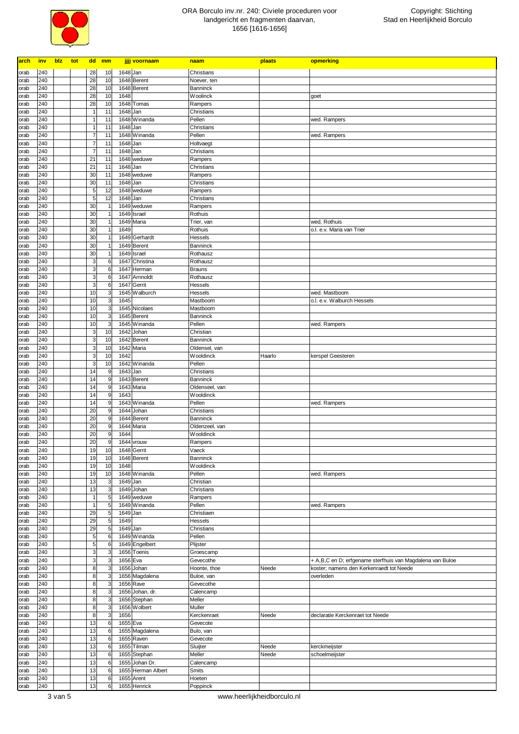# ORA Borculo inv.nr. 240: Civiele proceduren voor landgericht en fragmenten daarvan, 1656 [1616-1656]

| arch | inv | blz | tot | dd | mm | jjjj | voornaam | naam | plaats | opmerking |
|---|---|---|---|---|---|---|---|---|---|---|
| orab | 240 | | | 28 | 10 | 1648 | Jan | Christians | | |
| orab | 240 | | | 28 | 10 | 1648 | Berent | Noever, ten | | |
| orab | 240 | | | 28 | 10 | 1648 | Berent | Banninck | | |
| orab | 240 | | | 28 | 10 | 1648 | | Woolinck | | goet |
| orab | 240 | | | 28 | 10 | 1648 | Tomas | Rampers | | |
| orab | 240 | | | 1 | 11 | 1648 | Jan | Christians | | |
| orab | 240 | | | 1 | 11 | 1648 | Winanda | Pellen | | wed. Rampers |
| orab | 240 | | | 1 | 11 | 1648 | Jan | Christians | | |
| orab | 240 | | | 7 | 11 | 1648 | Winanda | Pellen | | wed. Rampers |
| orab | 240 | | | 7 | 11 | 1648 | Jan | Holtvaegt | | |
| orab | 240 | | | 7 | 11 | 1648 | Jan | Christians | | |
| orab | 240 | | | 21 | 11 | 1648 | weduwe | Rampers | | |
| orab | 240 | | | 21 | 11 | 1648 | Jan | Christians | | |
| orab | 240 | | | 30 | 11 | 1648 | weduwe | Rampers | | |
| orab | 240 | | | 30 | 11 | 1648 | Jan | Christians | | |
| orab | 240 | | | 5 | 12 | 1648 | weduwe | Rampers | | |
| orab | 240 | | | 5 | 12 | 1648 | Jan | Christians | | |
| orab | 240 | | | 30 | 1 | 1649 | weduwe | Rampers | | |
| orab | 240 | | | 30 | 1 | 1649 | Israel | Rothuis | | |
| orab | 240 | | | 30 | 1 | 1649 | Maria | Trier, van | | wed. Rothuis |
| orab | 240 | | | 30 | 1 | 1649 | | Rothuis | | o.l. e.v. Maria van Trier |
| orab | 240 | | | 30 | 1 | 1649 | Gerhardt | Hessels | | |
| orab | 240 | | | 30 | 1 | 1649 | Berent | Banninck | | |
| orab | 240 | | | 30 | 1 | 1649 | Israel | Rothausz | | |
| orab | 240 | | | 3 | 6 | 1647 | Christina | Rothausz | | |
| orab | 240 | | | 3 | 6 | 1647 | Herman | Brauns | | |
| orab | 240 | | | 3 | 6 | 1647 | Arnnoldt | Rothausz | | |
| orab | 240 | | | 3 | 6 | 1647 | Gerrit | Hessels | | |
| orab | 240 | | | 10 | 3 | 1645 | Walburch | Hessels | | wed. Mastboom |
| orab | 240 | | | 10 | 3 | 1645 | | Mastboom | | o.l. e.v. Walburch Hessels |
| orab | 240 | | | 10 | 3 | 1645 | Nicolaes | Mastboom | | |
| orab | 240 | | | 10 | 3 | 1645 | Berent | Banninck | | |
| orab | 240 | | | 10 | 3 | 1645 | Winanda | Pellen | | wed. Rampers |
| orab | 240 | | | 3 | 10 | 1642 | Johan | Christian | | |
| orab | 240 | | | 3 | 10 | 1642 | Berent | Banninck | | |
| orab | 240 | | | 3 | 10 | 1642 | Maria | Oldensel, van | | |
| orab | 240 | | | 3 | 10 | 1642 | | Wooldinck | Haarlo | kerspel Geesteren |
| orab | 240 | | | 3 | 10 | 1642 | Winanda | Pellen | | |
| orab | 240 | | | 14 | 9 | 1643 | Jan | Christians | | |
| orab | 240 | | | 14 | 9 | 1643 | Berent | Banninck | | |
| orab | 240 | | | 14 | 9 | 1643 | Maria | Oldenseel, van | | |
| orab | 240 | | | 14 | 9 | 1643 | | Wooldinck | | |
| orab | 240 | | | 14 | 9 | 1643 | Winanda | Pellen | | wed. Rampers |
| orab | 240 | | | 20 | 9 | 1644 | Johan | Christians | | |
| orab | 240 | | | 20 | 9 | 1644 | Berent | Banninck | | |
| orab | 240 | | | 20 | 9 | 1644 | Maria | Oldenzeel, van | | |
| orab | 240 | | | 20 | 9 | 1644 | | Wooldinck | | |
| orab | 240 | | | 20 | 9 | 1644 | vrouw | Rampers | | |
| orab | 240 | | | 19 | 10 | 1648 | Gerrit | Vaeck | | |
| orab | 240 | | | 19 | 10 | 1648 | Berent | Banninck | | |
| orab | 240 | | | 19 | 10 | 1648 | | Wooldinck | | |
| orab | 240 | | | 19 | 10 | 1648 | Winanda | Pellen | | wed. Rampers |
| orab | 240 | | | 13 | 3 | 1649 | Jan | Christian | | |
| orab | 240 | | | 13 | 3 | 1649 | Johan | Christians | | |
| orab | 240 | | | 1 | 5 | 1649 | weduwe | Rampers | | |
| orab | 240 | | | 1 | 5 | 1649 | Winanda | Pellen | | wed. Rampers |
| orab | 240 | | | 29 | 5 | 1649 | Jan | Christiaen | | |
| orab | 240 | | | 29 | 5 | 1649 | | Hessels | | |
| orab | 240 | | | 29 | 5 | 1649 | Jan | Christians | | |
| orab | 240 | | | 5 | 6 | 1649 | Winanda | Pellen | | |
| orab | 240 | | | 5 | 6 | 1649 | Engelbert | Plijster | | |
| orab | 240 | | | 3 | 3 | 1656 | Toenis | Groescamp | | |
| orab | 240 | | | 3 | 3 | 1656 | Eva | Gevecothe | | + A,B,C en D; erfgename sterfhuis van Magdalena van Buloe |
| orab | 240 | | | 8 | 3 | 1656 | Johan | Hoonte, thoe | Neede | koster; namens den Kerkenraedt tot Neede |
| orab | 240 | | | 8 | 3 | 1656 | Magdalena | Buloe, van | | overleden |
| orab | 240 | | | 8 | 3 | 1656 | Rave | Gevecothe | | |
| orab | 240 | | | 8 | 3 | 1656 | Johan, dr. | Calencamp | | |
| orab | 240 | | | 8 | 3 | 1656 | Stephan | Meller | | |
| orab | 240 | | | 8 | 3 | 1656 | Wolbert | Muller | | |
| orab | 240 | | | 8 | 3 | 1656 | | Kerckenraet | Neede | declaratie Kerckenraet tot Neede |
| orab | 240 | | | 13 | 6 | 1655 | Eva | Gevecote | | |
| orab | 240 | | | 13 | 6 | 1655 | Magdalena | Bulo, van | | |
| orab | 240 | | | 13 | 6 | 1655 | Raven | Gevecote | | |
| orab | 240 | | | 13 | 6 | 1655 | Tilman | Sluijter | Neede | kerckmeijster |
| orab | 240 | | | 13 | 6 | 1655 | Stephan | Meller | Neede | schoelmeijster |
| orab | 240 | | | 13 | 6 | 1655 | Johan Dr. | Calencamp | | |
| orab | 240 | | | 13 | 6 | 1655 | Herman Albert | Smits | | |
| orab | 240 | | | 13 | 6 | 1655 | Arent | Hoeten | | |
| orab | 240 | | | 13 | 6 | 1655 | Henrick | Poppinck | | |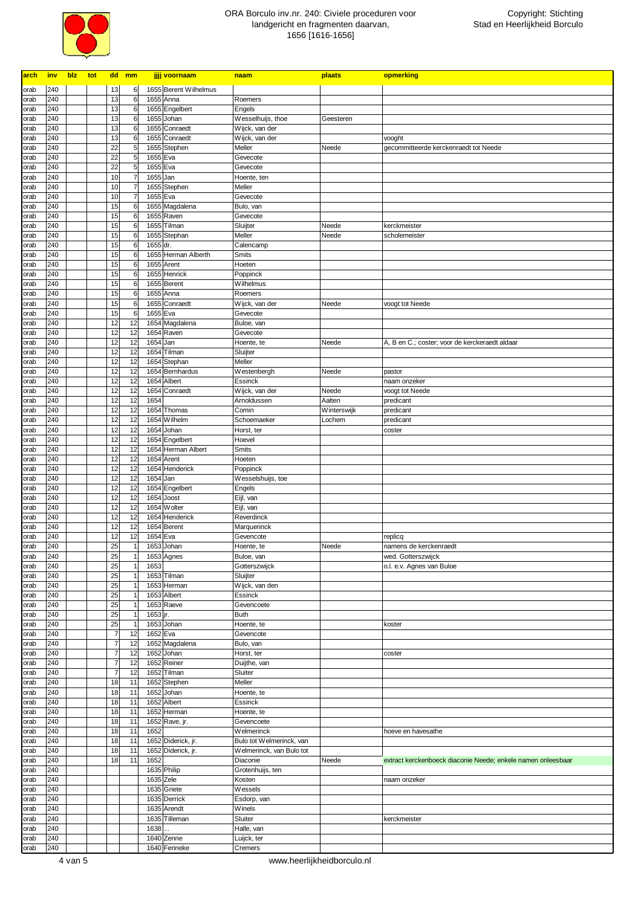| arch | inv | blz | tot | dd | mm | jjjj | voornaam | naam | plaats | opmerking |
|---|---|---|---|---|---|---|---|---|---|---|
| orab | 240 | | | 13 | 6 | 1655 | Berent Wilhelmus | | | |
| orab | 240 | | | 13 | 6 | 1655 | Anna | Roemers | | |
| orab | 240 | | | 13 | 6 | 1655 | Engelbert | Engels | | |
| orab | 240 | | | 13 | 6 | 1655 | Johan | Wesselhuijs, thoe | Geesteren | |
| orab | 240 | | | 13 | 6 | 1655 | Conraedt | Wijck, van der | | |
| orab | 240 | | | 13 | 6 | 1655 | Conraedt | Wijck, van der | | vooght |
| orab | 240 | | | 22 | 5 | 1655 | Stephen | Meller | Neede | gecommitteerde kerckenraedt tot Neede |
| orab | 240 | | | 22 | 5 | 1655 | Eva | Gevecote | | |
| orab | 240 | | | 22 | 5 | 1655 | Eva | Gevecote | | |
| orab | 240 | | | 10 | 7 | 1655 | Jan | Hoente, ten | | |
| orab | 240 | | | 10 | 7 | 1655 | Stephen | Meller | | |
| orab | 240 | | | 10 | 7 | 1655 | Eva | Gevecote | | |
| orab | 240 | | | 15 | 6 | 1655 | Magdalena | Bulo, van | | |
| orab | 240 | | | 15 | 6 | 1655 | Raven | Gevecote | | |
| orab | 240 | | | 15 | 6 | 1655 | Tilman | Sluijter | Neede | kerckmeister |
| orab | 240 | | | 15 | 6 | 1655 | Stephan | Meller | Neede | scholemeister |
| orab | 240 | | | 15 | 6 | 1655 | dr. | Calencamp | | |
| orab | 240 | | | 15 | 6 | 1655 | Herman Alberth | Smits | | |
| orab | 240 | | | 15 | 6 | 1655 | Arent | Hoeten | | |
| orab | 240 | | | 15 | 6 | 1655 | Henrick | Poppinck | | |
| orab | 240 | | | 15 | 6 | 1655 | Berent | Wilhelmus | | |
| orab | 240 | | | 15 | 6 | 1655 | Anna | Roemers | | |
| orab | 240 | | | 15 | 6 | 1655 | Conraedt | Wijck, van der | Neede | voogt tot Neede |
| orab | 240 | | | 15 | 6 | 1655 | Eva | Gevecote | | |
| orab | 240 | | | 12 | 12 | 1654 | Magdalena | Buloe, van | | |
| orab | 240 | | | 12 | 12 | 1654 | Raven | Gevecote | | |
| orab | 240 | | | 12 | 12 | 1654 | Jan | Hoente, te | Neede | A, B en C.; coster; voor de kerckeraedt aldaar |
| orab | 240 | | | 12 | 12 | 1654 | Tilman | Sluijter | | |
| orab | 240 | | | 12 | 12 | 1654 | Stephan | Meller | | |
| orab | 240 | | | 12 | 12 | 1654 | Bernhardus | Westenbergh | Neede | pastor |
| orab | 240 | | | 12 | 12 | 1654 | Albert | Essinck | | naam onzeker |
| orab | 240 | | | 12 | 12 | 1654 | Conraedt | Wijck, van der | Neede | voogt tot Neede |
| orab | 240 | | | 12 | 12 | 1654 | | Arnoldussen | Aalten | predicant |
| orab | 240 | | | 12 | 12 | 1654 | Thomas | Comin | Winterswijk | predicant |
| orab | 240 | | | 12 | 12 | 1654 | Wilhelm | Schoemaeker | Lochem | predicant |
| orab | 240 | | | 12 | 12 | 1654 | Johan | Horst, ter | | coster |
| orab | 240 | | | 12 | 12 | 1654 | Engelbert | Hoevel | | |
| orab | 240 | | | 12 | 12 | 1654 | Herman Albert | Smits | | |
| orab | 240 | | | 12 | 12 | 1654 | Arent | Hoeten | | |
| orab | 240 | | | 12 | 12 | 1654 | Henderick | Poppinck | | |
| orab | 240 | | | 12 | 12 | 1654 | Jan | Wesselshuijs, toe | | |
| orab | 240 | | | 12 | 12 | 1654 | Engelbert | Engels | | |
| orab | 240 | | | 12 | 12 | 1654 | Joost | Eijl, van | | |
| orab | 240 | | | 12 | 12 | 1654 | Wolter | Eijl, van | | |
| orab | 240 | | | 12 | 12 | 1654 | Henderick | Reverdinck | | |
| orab | 240 | | | 12 | 12 | 1654 | Berent | Marquerinck | | |
| orab | 240 | | | 12 | 12 | 1654 | Eva | Gevencote | | replicq |
| orab | 240 | | | 25 | 1 | 1653 | Johan | Hoente, te | Neede | namens de kerckenraedt |
| orab | 240 | | | 25 | 1 | 1653 | Agnes | Buloe, van | | wed. Gotterszwijck |
| orab | 240 | | | 25 | 1 | 1653 | | Gotterszwijck | | o.l. e.v. Agnes van Buloe |
| orab | 240 | | | 25 | 1 | 1653 | Tilman | Sluijter | | |
| orab | 240 | | | 25 | 1 | 1653 | Herman | Wijck, van den | | |
| orab | 240 | | | 25 | 1 | 1653 | Albert | Essinck | | |
| orab | 240 | | | 25 | 1 | 1653 | Raeve | Gevencoete | | |
| orab | 240 | | | 25 | 1 | 1653 | jr. | Buth | | |
| orab | 240 | | | 25 | 1 | 1653 | Johan | Hoente, te | | koster |
| orab | 240 | | | 7 | 12 | 1652 | Eva | Gevencote | | |
| orab | 240 | | | 7 | 12 | 1652 | Magdalena | Bulo, van | | |
| orab | 240 | | | 7 | 12 | 1652 | Johan | Horst, ter | | coster |
| orab | 240 | | | 7 | 12 | 1652 | Reiner | Duijthe, van | | |
| orab | 240 | | | 7 | 12 | 1652 | Tilman | Sluiter | | |
| orab | 240 | | | 18 | 11 | 1652 | Stephen | Meller | | |
| orab | 240 | | | 18 | 11 | 1652 | Johan | Hoente, te | | |
| orab | 240 | | | 18 | 11 | 1652 | Albert | Essinck | | |
| orab | 240 | | | 18 | 11 | 1652 | Herman | Hoente, te | | |
| orab | 240 | | | 18 | 11 | 1652 | Rave, jr. | Gevencoete | | |
| orab | 240 | | | 18 | 11 | 1652 | | Welmerinck | | hoeve en havesathe |
| orab | 240 | | | 18 | 11 | 1652 | Diderick, jr. | Bulo tot Welmerinck, van | | |
| orab | 240 | | | 18 | 11 | 1652 | Diderick, jr. | Welmerinck, van Bulo tot | | |
| orab | 240 | | | 18 | 11 | 1652 | | Diaconie | Neede | extract kerckenboeck diaconie Neede; enkele namen onleesbaar |
| orab | 240 | | | | | 1635 | Philip | Grotenhuijs, ten | | |
| orab | 240 | | | | | 1635 | Zele | Kosten | | naam onzeker |
| orab | 240 | | | | | 1635 | Griete | Wessels | | |
| orab | 240 | | | | | 1635 | Derrick | Esdorp, van | | |
| orab | 240 | | | | | 1635 | Arendt | Winels | | |
| orab | 240 | | | | | 1635 | Tilleman | Sluiter | | kerckmeister |
| orab | 240 | | | | | 1638 | .. | Halle, van | | |
| orab | 240 | | | | | 1640 | Zenne | Luijck, ter | | |
| orab | 240 | | | | | 1640 | Fenneke | Cremers | | |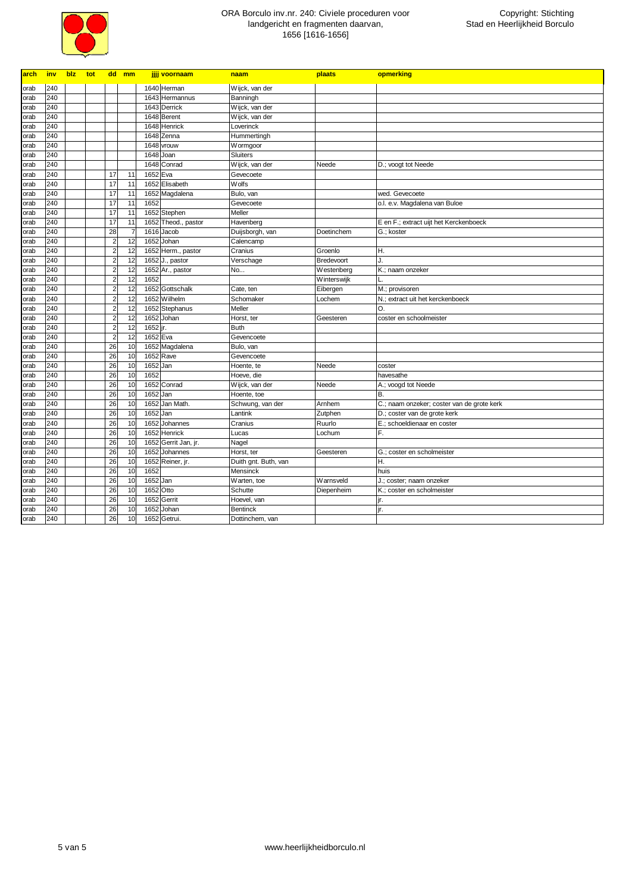| arch | inv | blz | tot | dd | mm | jjjj | voornaam | naam | plaats | opmerking |
|---|---|---|---|---|---|---|---|---|---|---|
| orab | 240 | | | | | 1640 | Herman | Wijck, van der | | |
| orab | 240 | | | | | 1643 | Hermannus | Banningh | | |
| orab | 240 | | | | | 1643 | Derrick | Wijck, van der | | |
| orab | 240 | | | | | 1648 | Berent | Wijck, van der | | |
| orab | 240 | | | | | 1648 | Henrick | Loverinck | | |
| orab | 240 | | | | | 1648 | Zenna | Hummertingh | | |
| orab | 240 | | | | | 1648 | vrouw | Wormgoor | | |
| orab | 240 | | | | | 1648 | Joan | Sluiters | | |
| orab | 240 | | | | | 1648 | Conrad | Wijck, van der | Neede | D.; voogt tot Neede |
| orab | 240 | | | 17 | 11 | 1652 | Eva | Gevecoete | | |
| orab | 240 | | | 17 | 11 | 1652 | Elisabeth | Wolfs | | |
| orab | 240 | | | 17 | 11 | 1652 | Magdalena | Bulo, van | | wed. Gevecoete |
| orab | 240 | | | 17 | 11 | 1652 | | Gevecoete | | o.l. e.v. Magdalena van Buloe |
| orab | 240 | | | 17 | 11 | 1652 | Stephen | Meller | | |
| orab | 240 | | | 17 | 11 | 1652 | Theod., pastor | Havenberg | | E en F.; extract uijt het Kerckenboeck |
| orab | 240 | | | 28 | 7 | 1616 | Jacob | Duijsborgh, van | Doetinchem | G.; koster |
| orab | 240 | | | 2 | 12 | 1652 | Johan | Calencamp | | |
| orab | 240 | | | 2 | 12 | 1652 | Herm., pastor | Cranius | Groenlo | H. |
| orab | 240 | | | 2 | 12 | 1652 | J., pastor | Verschage | Bredevoort | J. |
| orab | 240 | | | 2 | 12 | 1652 | Ar., pastor | No... | Westenberg | K.; naam onzeker |
| orab | 240 | | | 2 | 12 | 1652 | | | Winterswijk | L. |
| orab | 240 | | | 2 | 12 | 1652 | Gottschalk | Cate, ten | Eibergen | M.; provisoren |
| orab | 240 | | | 2 | 12 | 1652 | Wilhelm | Schomaker | Lochem | N.; extract uit het kerckenboeck |
| orab | 240 | | | 2 | 12 | 1652 | Stephanus | Meller | | O. |
| orab | 240 | | | 2 | 12 | 1652 | Johan | Horst, ter | Geesteren | coster en schoolmeister |
| orab | 240 | | | 2 | 12 | 1652 | jr. | Buth | | |
| orab | 240 | | | 2 | 12 | 1652 | Eva | Gevencoete | | |
| orab | 240 | | | 26 | 10 | 1652 | Magdalena | Bulo, van | | |
| orab | 240 | | | 26 | 10 | 1652 | Rave | Gevencoete | | |
| orab | 240 | | | 26 | 10 | 1652 | Jan | Hoente, te | Neede | coster |
| orab | 240 | | | 26 | 10 | 1652 | | Hoeve, die | | havesathe |
| orab | 240 | | | 26 | 10 | 1652 | Conrad | Wijck, van der | Neede | A.; voogd tot Neede |
| orab | 240 | | | 26 | 10 | 1652 | Jan | Hoente, toe | | B. |
| orab | 240 | | | 26 | 10 | 1652 | Jan Math. | Schwung, van der | Arnhem | C.; naam onzeker; coster van de grote kerk |
| orab | 240 | | | 26 | 10 | 1652 | Jan | Lantink | Zutphen | D.; coster van de grote kerk |
| orab | 240 | | | 26 | 10 | 1652 | Johannes | Cranius | Ruurlo | E.; schoeldienaar en coster |
| orab | 240 | | | 26 | 10 | 1652 | Henrick | Lucas | Lochum | F. |
| orab | 240 | | | 26 | 10 | 1652 | Gerrit Jan, jr. | Nagel | | |
| orab | 240 | | | 26 | 10 | 1652 | Johannes | Horst, ter | Geesteren | G.; coster en scholmeister |
| orab | 240 | | | 26 | 10 | 1652 | Reiner, jr. | Duith gnt. Buth, van | | H. |
| orab | 240 | | | 26 | 10 | 1652 | | Mensinck | | huis |
| orab | 240 | | | 26 | 10 | 1652 | Jan | Warten, toe | Warnsveld | J.; coster; naam onzeker |
| orab | 240 | | | 26 | 10 | 1652 | Otto | Schutte | Diepenheim | K.; coster en scholmeister |
| orab | 240 | | | 26 | 10 | 1652 | Gerrit | Hoevel, van | | jr. |
| orab | 240 | | | 26 | 10 | 1652 | Johan | Bentinck | | jr. |
| orab | 240 | | | 26 | 10 | 1652 | Getrui. | Dottinchem, van | | |